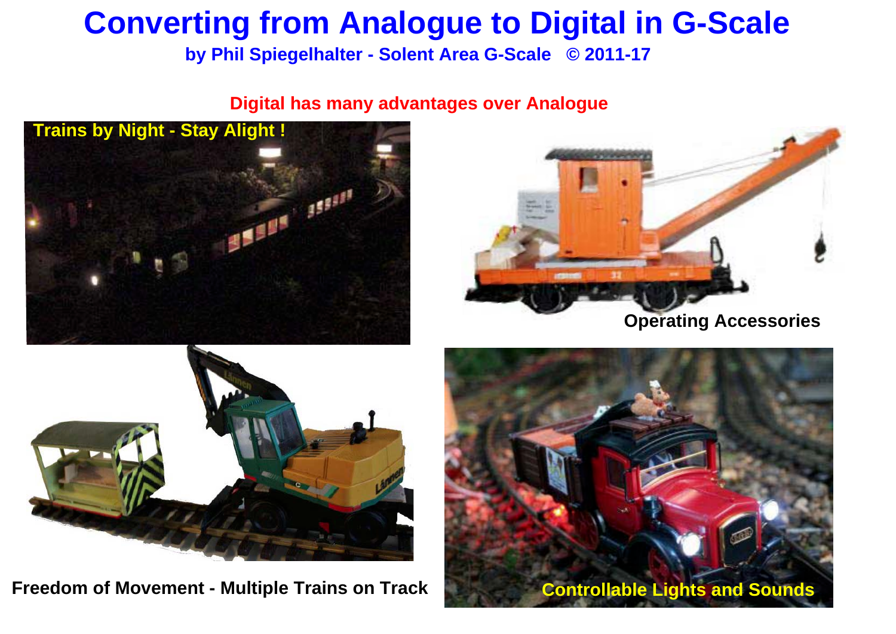# Converting from Analogue to Digital in G-Scale

**by Phil Spiegelhalter - Solent Area G-Scale © 2011-17**

**Digital has many advantages over Analogue**

**Trains by Night - Stay Alight !**

**Operating Accessories**

**Freedom of Movement - Multiple Trains on Track**

**Controllable Lights and Sounds**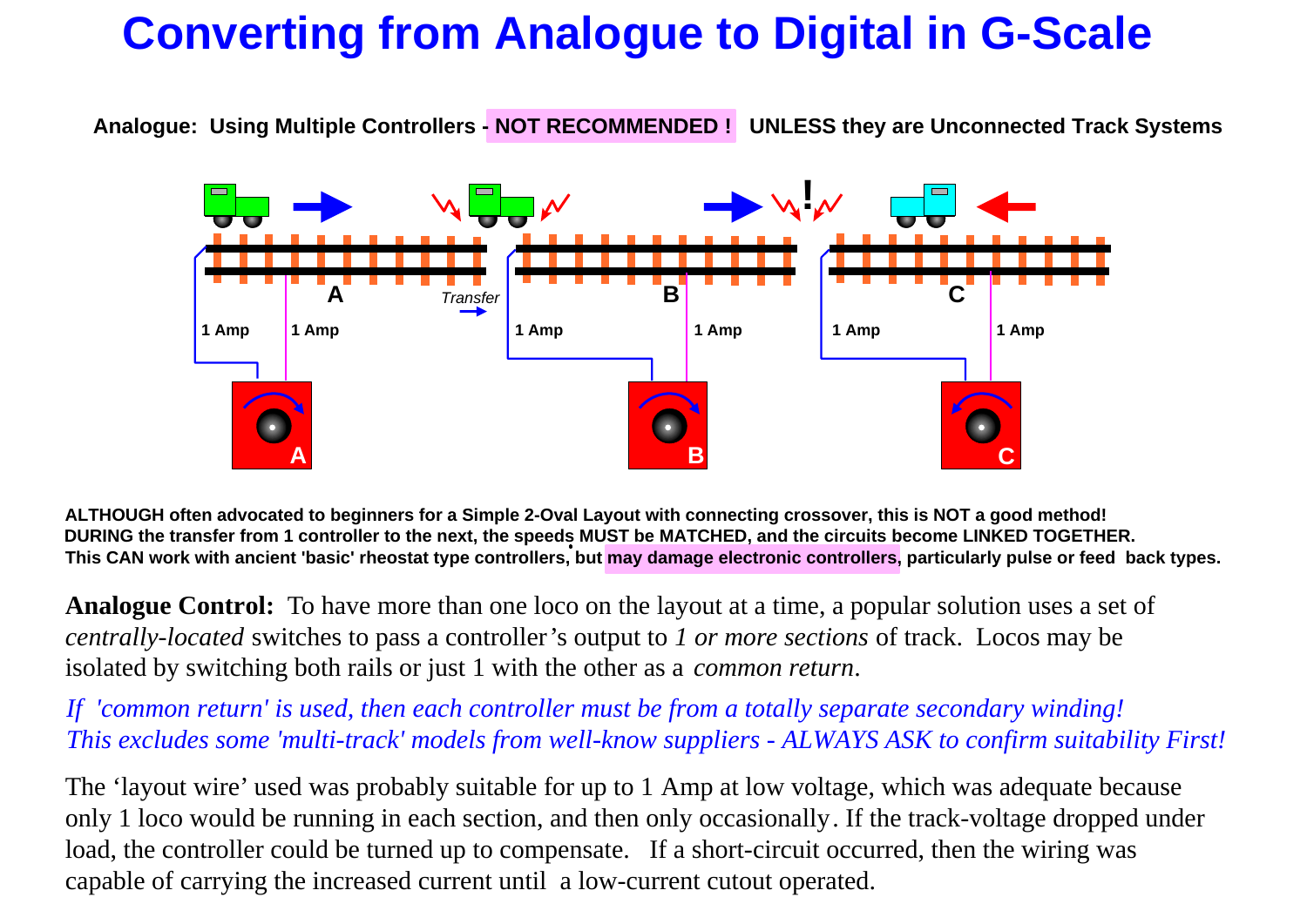# Converting from Analogue to Digital in G-Scale

**Analogue: Using Multiple Controllers - NOT RECOMMENDED ! UNLESS they are Unconnected Track Systems**

**ALTHOUGH often advocated to beginners for a Simple 2-Oval Layout with connecting crossover, this is NOT a good method!**
**DURING the transfer from 1 controller to the next, the speeds MUST be MATCHED, and the circuits become LINKED TOGETHER.**
**This CAN work with ancient 'basic' rheostat type controllers, but may damage electronic controllers, particularly pulse or feed back types.**

**Analogue Control:** To have more than one loco on the layout at a time, a popular solution uses a set of *centrally-located* switches to pass a controller's output to *1 or more sections* of track. Locos may be isolated by switching both rails or just 1 with the other as a *common return*.

*If 'common return' is used, then each controller must be from a totally separate secondary winding!*
*This excludes some 'multi-track' models from well-know suppliers - ALWAYS ASK to confirm suitability First!*

The 'layout wire' used was probably suitable for up to 1 Amp at low voltage, which was adequate because only 1 loco would be running in each section, and then only occasionally. If the track-voltage dropped under load, the controller could be turned up to compensate. If a short-circuit occurred, then the wiring was capable of carrying the increased current until a low-current cutout operated.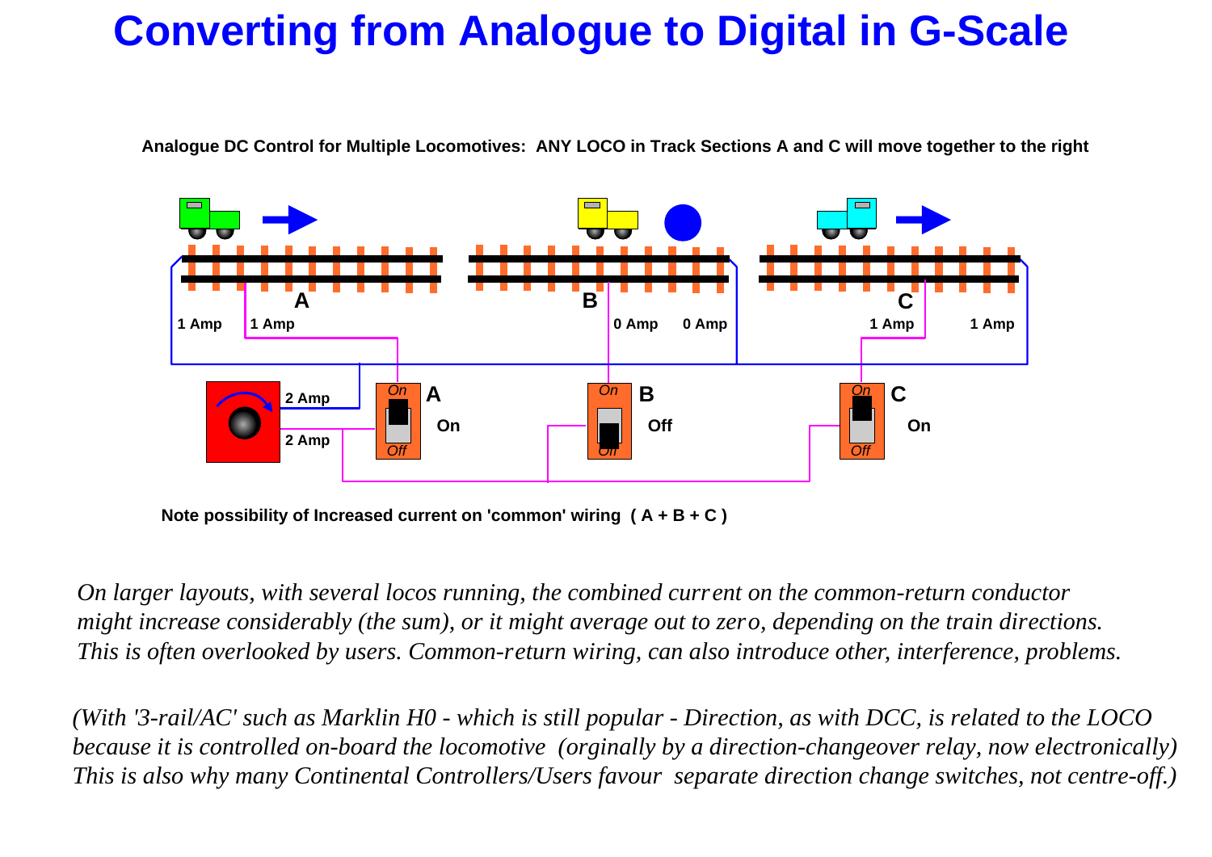# Converting from Analogue to Digital in G-Scale

**Analogue DC Control for Multiple Locomotives: ANY LOCO in Track Sections A and C will move together to the right**

A B C

1 Amp 1 Amp 0 Amp 0 Amp 1 Amp 1 Amp

2 Amp 2 Amp

A On B Off C On

**Note possibility of Increased current on 'common' wiring ( A + B + C )**

*On larger layouts, with several locos running, the combined current on the common-return conductor might increase considerably (the sum), or it might average out to zero, depending on the train directions. This is often overlooked by users. Common-return wiring, can also introduce other, interference, problems.*

*(With '3-rail/AC' such as Marklin H0 - which is still popular - Direction, as with DCC, is related to the LOCO because it is controlled on-board the locomotive (orginally by a direction-changeover relay, now electronically) This is also why many Continental Controllers/Users favour separate direction change switches, not centre-off.)*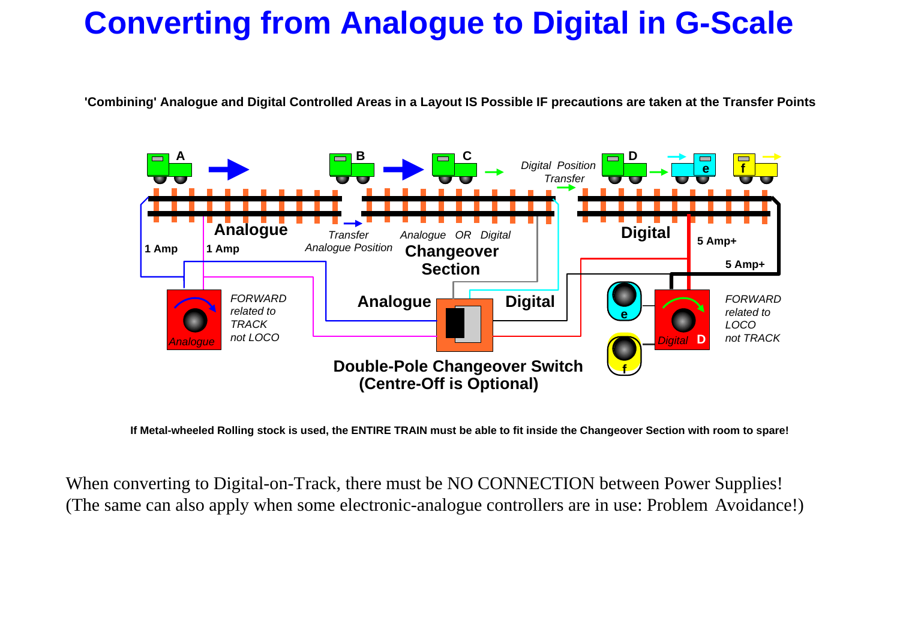# Converting from Analogue to Digital in G-Scale

**'Combining' Analogue and Digital Controlled Areas in a Layout IS Possible IF precautions are taken at the Transfer Points**

A B C D e f

*Digital Position Transfer*

**Analogue**

*Transfer Analogue Position*

*Analogue OR Digital*

**Changeover Section**

**Digital**

**1 Amp** **1 Amp**

**5 Amp+** **5 Amp+**

*FORWARD related to TRACK not LOCO*

*Analogue*

**Analogue** **Digital**

**Double-Pole Changeover Switch (Centre-Off is Optional)**

*Digital* **D**

*FORWARD related to LOCO not TRACK*

**If Metal-wheeled Rolling stock is used, the ENTIRE TRAIN must be able to fit inside the Changeover Section with room to spare!**

When converting to Digital-on-Track, there must be NO CONNECTION between Power Supplies!
(The same can also apply when some electronic-analogue controllers are in use: Problem Avoidance!)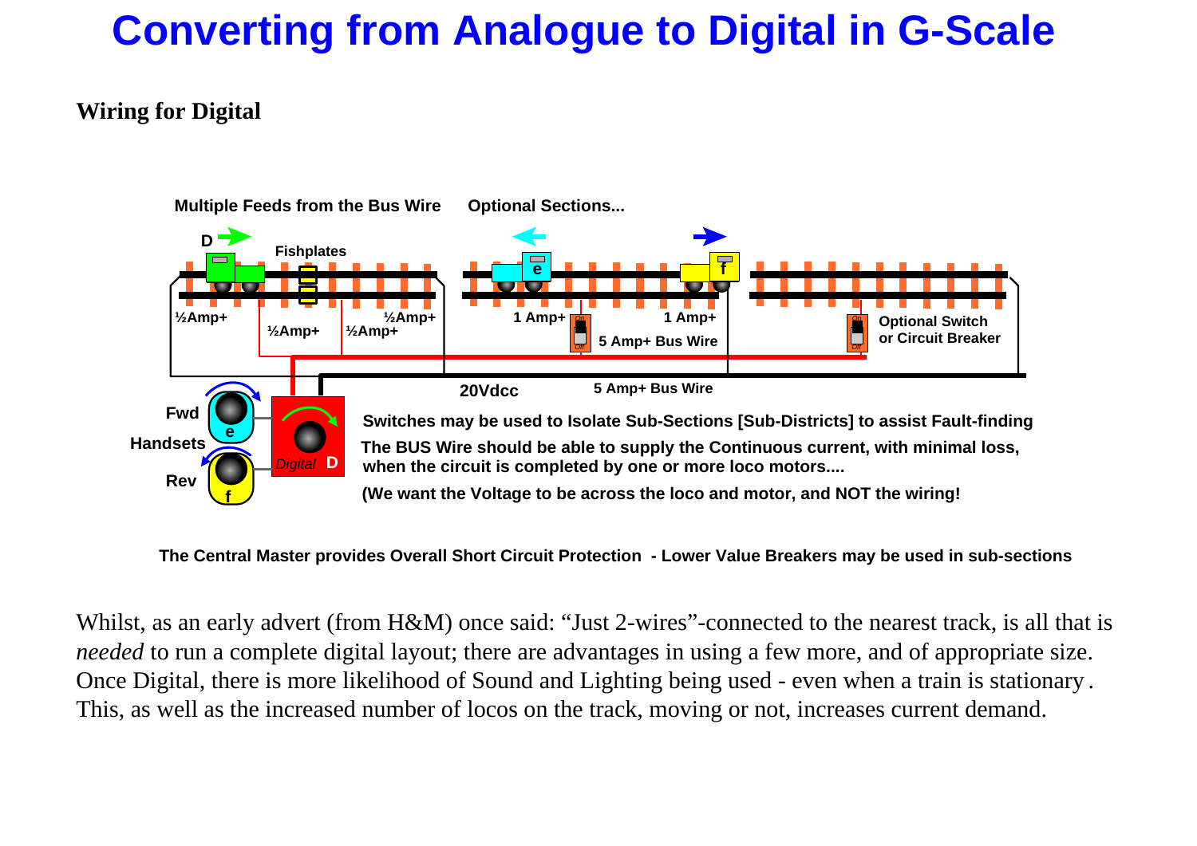# Converting from Analogue to Digital in G-Scale

## Wiring for Digital

Multiple Feeds from the Bus Wire

Optional Sections...

D

Fishplates

½Amp+ ½Amp+ ½Amp+ ½Amp+

1 Amp+ 1 Amp+

5 Amp+ Bus Wire

Optional Switch or Circuit Breaker

20Vdcc

5 Amp+ Bus Wire

Fwd

Handsets

Rev

Digital D

Switches may be used to Isolate Sub-Sections [Sub-Districts] to assist Fault-finding

The BUS Wire should be able to supply the Continuous current, with minimal loss, when the circuit is completed by one or more loco motors....

(We want the Voltage to be across the loco and motor, and NOT the wiring!

The Central Master provides Overall Short Circuit Protection - Lower Value Breakers may be used in sub-sections

Whilst, as an early advert (from H&M) once said: "Just 2-wires"-connected to the nearest track, is all that is *needed* to run a complete digital layout; there are advantages in using a few more, and of appropriate size. Once Digital, there is more likelihood of Sound and Lighting being used - even when a train is stationary. This, as well as the increased number of locos on the track, moving or not, increases current demand.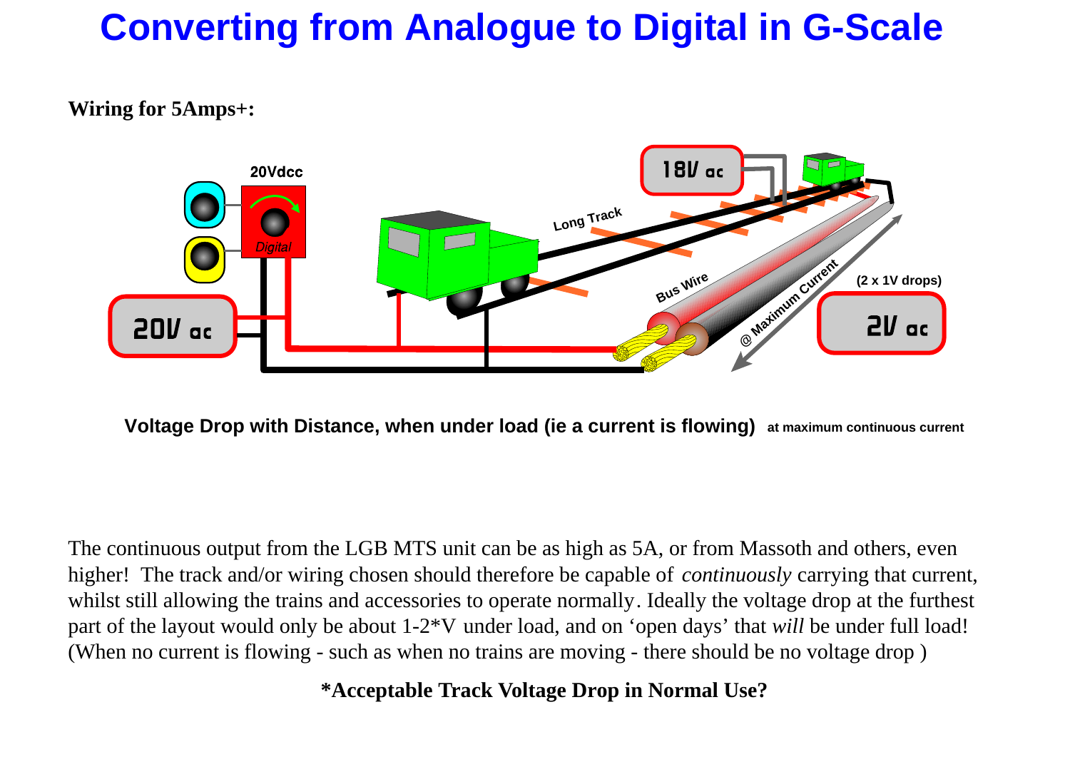# Converting from Analogue to Digital in G-Scale

**Wiring for 5Amps+:**

Voltage Drop with Distance, when under load (ie a current is flowing) at maximum continuous current

The continuous output from the LGB MTS unit can be as high as 5A, or from Massoth and others, even higher! The track and/or wiring chosen should therefore be capable of *continuously* carrying that current, whilst still allowing the trains and accessories to operate normally. Ideally the voltage drop at the furthest part of the layout would only be about 1-2*V under load, and on 'open days' that *will* be under full load! (When no current is flowing - such as when no trains are moving - there should be no voltage drop )

**\*Acceptable Track Voltage Drop in Normal Use?**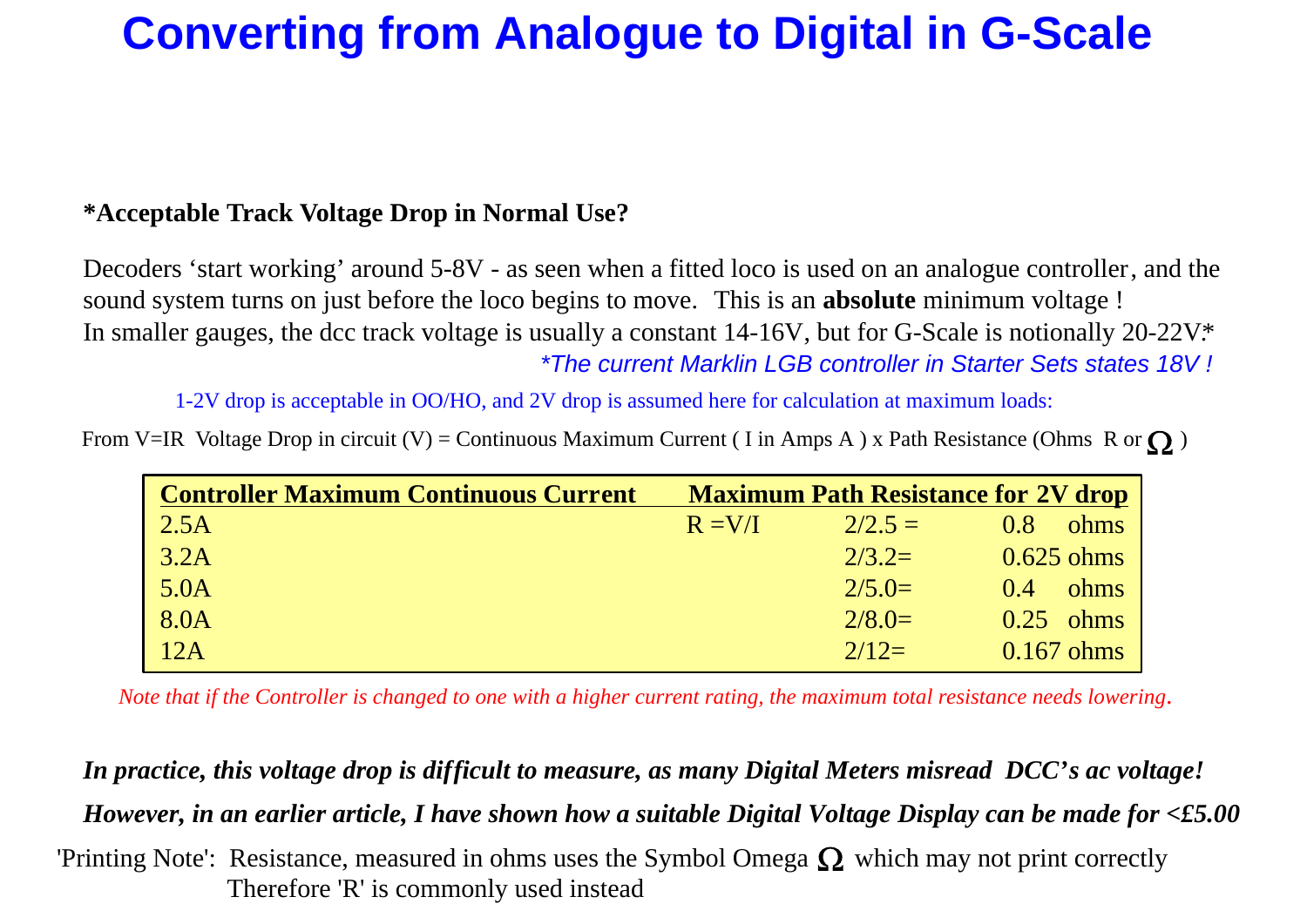# Converting from Analogue to Digital in G-Scale

**\*Acceptable Track Voltage Drop in Normal Use?**

Decoders 'start working' around 5-8V - as seen when a fitted loco is used on an analogue controller, and the sound system turns on just before the loco begins to move. This is an **absolute** minimum voltage !
In smaller gauges, the dcc track voltage is usually a constant 14-16V, but for G-Scale is notionally 20-22V.*

*\*The current Marklin LGB controller in Starter Sets states 18V !*

1-2V drop is acceptable in OO/HO, and 2V drop is assumed here for calculation at maximum loads:

From V=IR Voltage Drop in circuit (V) = Continuous Maximum Current ( I in Amps A ) x Path Resistance (Ohms R or Ω )

| Controller Maximum Continuous Current | Maximum Path Resistance for 2V drop | | |
|---|---|---|---|
| 2.5A | R =V/I | 2/2.5 = | 0.8 ohms |
| 3.2A | | 2/3.2= | 0.625 ohms |
| 5.0A | | 2/5.0= | 0.4 ohms |
| 8.0A | | 2/8.0= | 0.25 ohms |
| 12A | | 2/12= | 0.167 ohms |

*Note that if the Controller is changed to one with a higher current rating, the maximum total resistance needs lowering.*

***In practice, this voltage drop is difficult to measure, as many Digital Meters misread DCC's ac voltage!***

***However, in an earlier article, I have shown how a suitable Digital Voltage Display can be made for <£5.00***

'Printing Note': Resistance, measured in ohms uses the Symbol Omega Ω which may not print correctly
Therefore 'R' is commonly used instead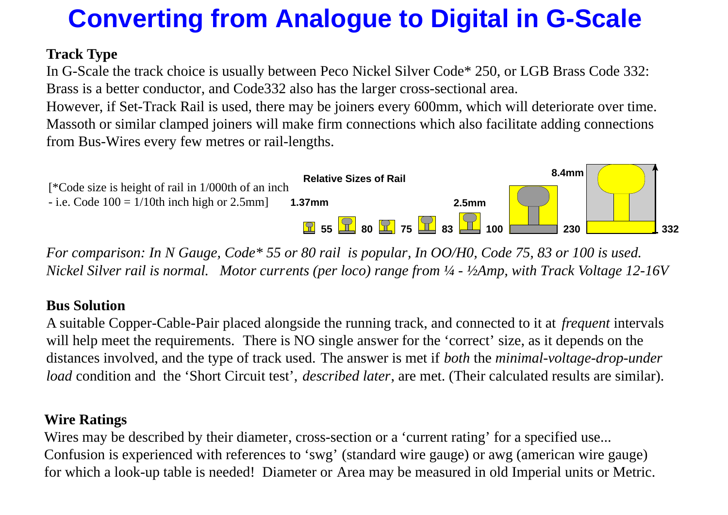# Converting from Analogue to Digital in G-Scale

**Track Type**

In G-Scale the track choice is usually between Peco Nickel Silver Code* 250, or LGB Brass Code 332: Brass is a better conductor, and Code332 also has the larger cross-sectional area.
However, if Set-Track Rail is used, there may be joiners every 600mm, which will deteriorate over time. Massoth or similar clamped joiners will make firm connections which also facilitate adding connections from Bus-Wires every few metres or rail-lengths.

[*Code size is height of rail in 1/000th of an inch - i.e. Code 100 = 1/10th inch high or 2.5mm]

**Relative Sizes of Rail**

1.37mm 55 80 75 83 2.5mm 100 230 8.4mm 332

*For comparison: In N Gauge, Code* 55 or 80 rail is popular, In OO/H0, Code 75, 83 or 100 is used. Nickel Silver rail is normal. Motor currents (per loco) range from ¼ - ½Amp, with Track Voltage 12-16V*

**Bus Solution**

A suitable Copper-Cable-Pair placed alongside the running track, and connected to it at *frequent* intervals will help meet the requirements. There is NO single answer for the 'correct' size, as it depends on the distances involved, and the type of track used. The answer is met if *both* the *minimal-voltage-drop-under load* condition and the 'Short Circuit test', *described later*, are met. (Their calculated results are similar).

**Wire Ratings**

Wires may be described by their diameter, cross-section or a 'current rating' for a specified use...
Confusion is experienced with references to 'swg' (standard wire gauge) or awg (american wire gauge) for which a look-up table is needed! Diameter or Area may be measured in old Imperial units or Metric.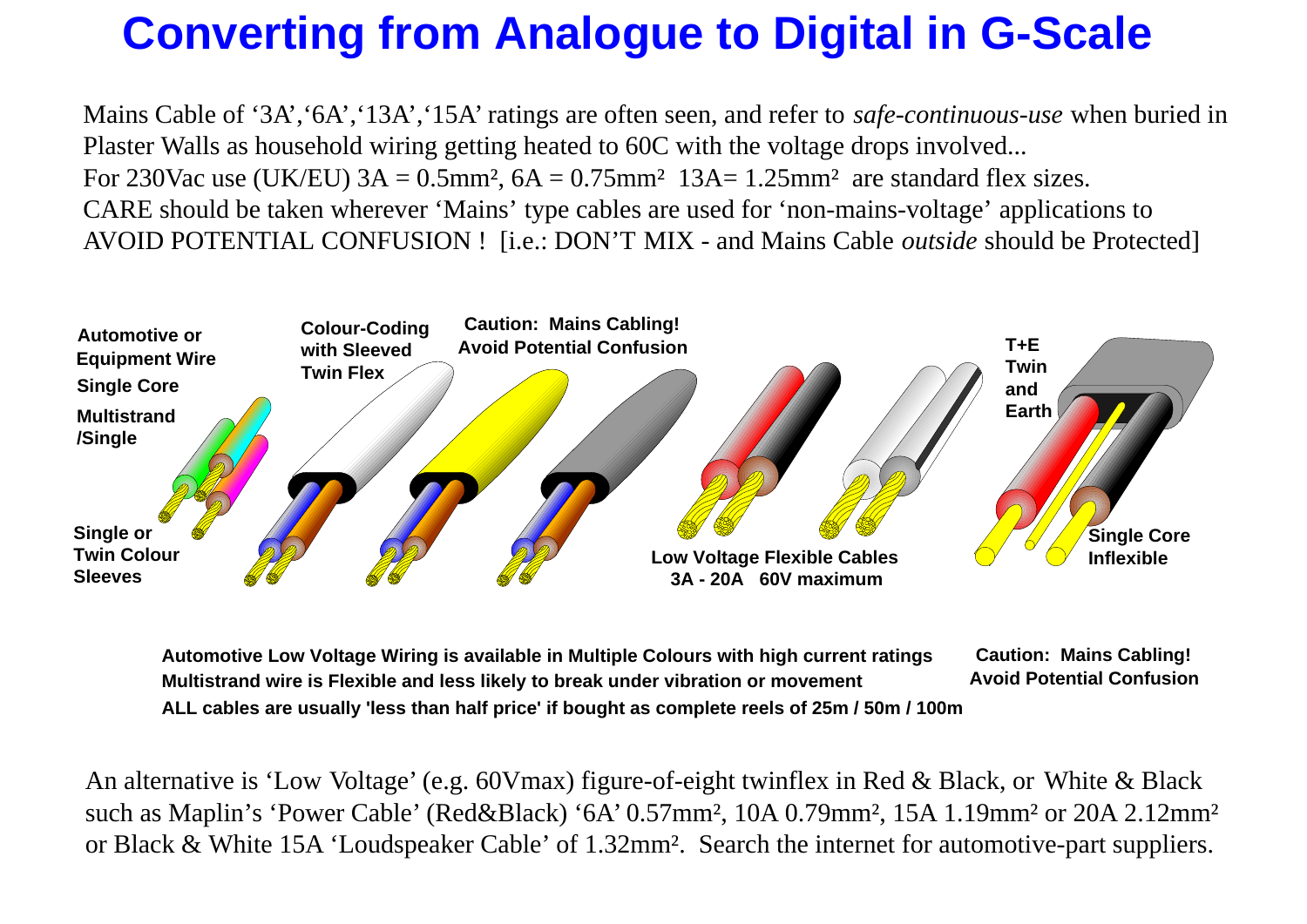# Converting from Analogue to Digital in G-Scale

Mains Cable of '3A','6A','13A','15A' ratings are often seen, and refer to *safe-continuous-use* when buried in Plaster Walls as household wiring getting heated to 60C with the voltage drops involved...
For 230Vac use (UK/EU) 3A = 0.5mm², 6A = 0.75mm² 13A= 1.25mm² are standard flex sizes.
CARE should be taken wherever 'Mains' type cables are used for 'non-mains-voltage' applications to AVOID POTENTIAL CONFUSION ! [i.e.: DON'T MIX - and Mains Cable *outside* should be Protected]

**Automotive or Equipment Wire Single Core Multistrand /Single**

**Single or Twin Colour Sleeves**

**Colour-Coding with Sleeved Twin Flex**

**Caution: Mains Cabling! Avoid Potential Confusion**

**Low Voltage Flexible Cables 3A - 20A 60V maximum**

**T+E Twin and Earth**

**Single Core Inflexible**

**Automotive Low Voltage Wiring is available in Multiple Colours with high current ratings**
**Multistrand wire is Flexible and less likely to break under vibration or movement**
**ALL cables are usually 'less than half price' if bought as complete reels of 25m / 50m / 100m**

**Caution: Mains Cabling! Avoid Potential Confusion**

An alternative is 'Low Voltage' (e.g. 60Vmax) figure-of-eight twinflex in Red & Black, or White & Black such as Maplin's 'Power Cable' (Red&Black) '6A' 0.57mm², 10A 0.79mm², 15A 1.19mm² or 20A 2.12mm² or Black & White 15A 'Loudspeaker Cable' of 1.32mm². Search the internet for automotive-part suppliers.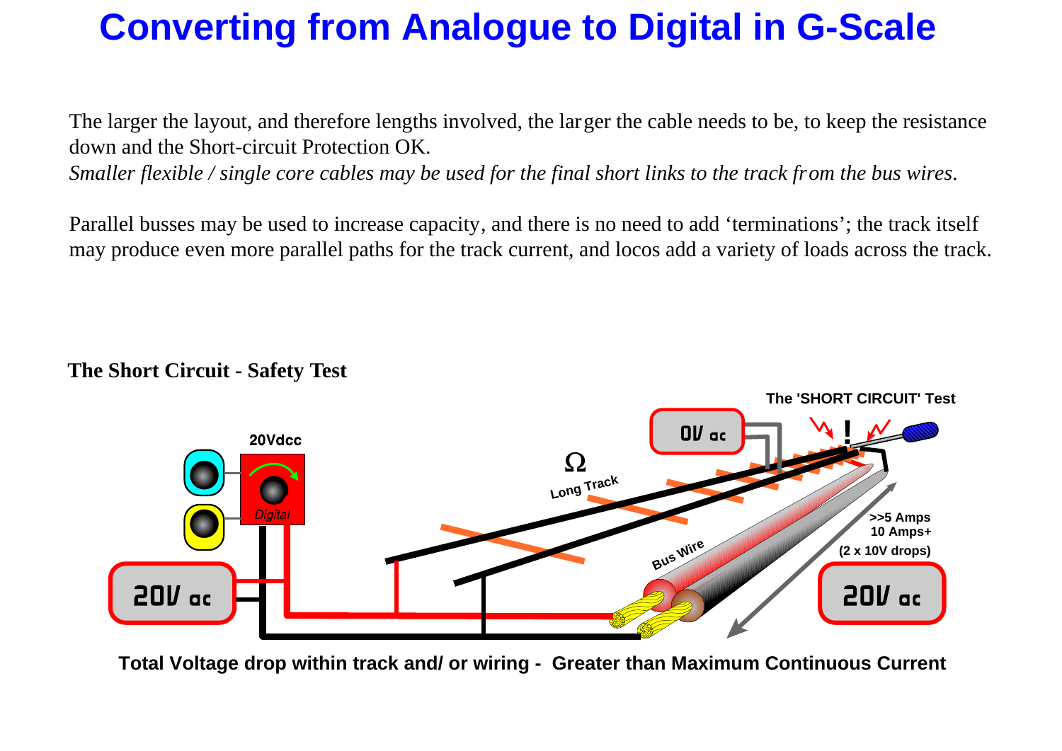# Converting from Analogue to Digital in G-Scale

The larger the layout, and therefore lengths involved, the larger the cable needs to be, to keep the resistance down and the Short-circuit Protection OK.
*Smaller flexible / single core cables may be used for the final short links to the track from the bus wires.*

Parallel busses may be used to increase capacity, and there is no need to add 'terminations'; the track itself may produce even more parallel paths for the track current, and locos add a variety of loads across the track.

**The Short Circuit - Safety Test**

**The 'SHORT CIRCUIT' Test**

20Vdcc

Digital

20V ac

Ω

Long Track

0V ac

Bus Wire

>>5 Amps
10 Amps+
(2 x 10V drops)

20V ac

**Total Voltage drop within track and/ or wiring - Greater than Maximum Continuous Current**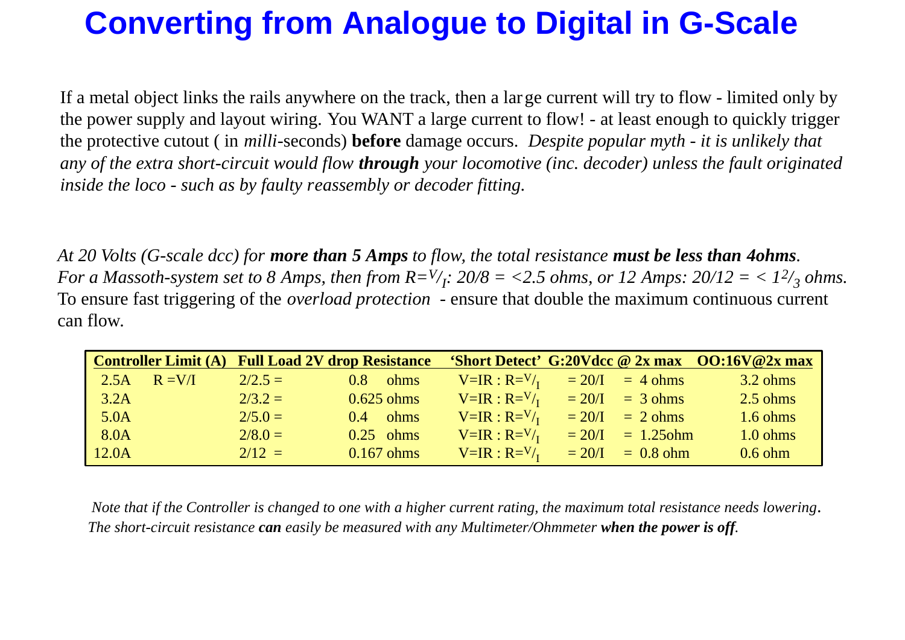# Converting from Analogue to Digital in G-Scale

If a metal object links the rails anywhere on the track, then a large current will try to flow - limited only by the power supply and layout wiring. You WANT a large current to flow! - at least enough to quickly trigger the protective cutout ( in *milli*-seconds) **before** damage occurs. *Despite popular myth - it is unlikely that any of the extra short-circuit would flow **through** your locomotive (inc. decoder) unless the fault originated inside the loco - such as by faulty reassembly or decoder fitting.*

*At 20 Volts (G-scale dcc) for **more than 5 Amps** to flow, the total resistance **must be less than 4ohms**.*
*For a Massoth-system set to 8 Amps, then from $R={}^{V}/_{I}$: 20/8 = <2.5 ohms, or 12 Amps: 20/12 = < $1^{2}/_{3}$ ohms.*
To ensure fast triggering of the *overload protection* - ensure that double the maximum continuous current can flow.

| Controller Limit (A) | | Full Load 2V drop Resistance | | 'Short Detect' | G:20Vdcc @ 2x max | | OO:16V@2x max |
|---|---|---|---|---|---|---|---|
| 2.5A | R =V/I | 2/2.5 = | 0.8 ohms | V=IR : $R={}^{V}/_{I}$ | = 20/I | = 4 ohms | 3.2 ohms |
| 3.2A | | 2/3.2 = | 0.625 ohms | V=IR : $R={}^{V}/_{I}$ | = 20/I | = 3 ohms | 2.5 ohms |
| 5.0A | | 2/5.0 = | 0.4 ohms | V=IR : $R={}^{V}/_{I}$ | = 20/I | = 2 ohms | 1.6 ohms |
| 8.0A | | 2/8.0 = | 0.25 ohms | V=IR : $R={}^{V}/_{I}$ | = 20/I | = 1.25ohm | 1.0 ohms |
| 12.0A | | 2/12 = | 0.167 ohms | V=IR : $R={}^{V}/_{I}$ | = 20/I | = 0.8 ohm | 0.6 ohm |

*Note that if the Controller is changed to one with a higher current rating, the maximum total resistance needs lowering.*
*The short-circuit resistance **can** easily be measured with any Multimeter/Ohmmeter **when the power is off**.*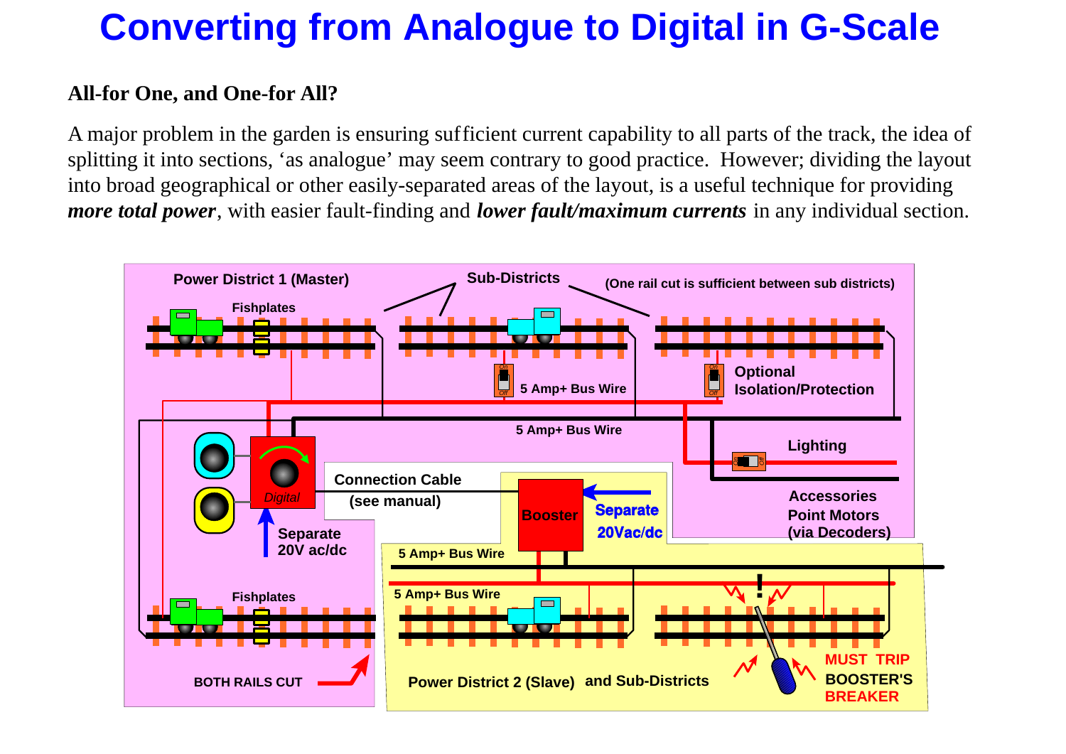# Converting from Analogue to Digital in G-Scale

### All-for One, and One-for All?

A major problem in the garden is ensuring sufficient current capability to all parts of the track, the idea of splitting it into sections, 'as analogue' may seem contrary to good practice. However; dividing the layout into broad geographical or other easily-separated areas of the layout, is a useful technique for providing ***more total power***, with easier fault-finding and ***lower fault/maximum currents*** in any individual section.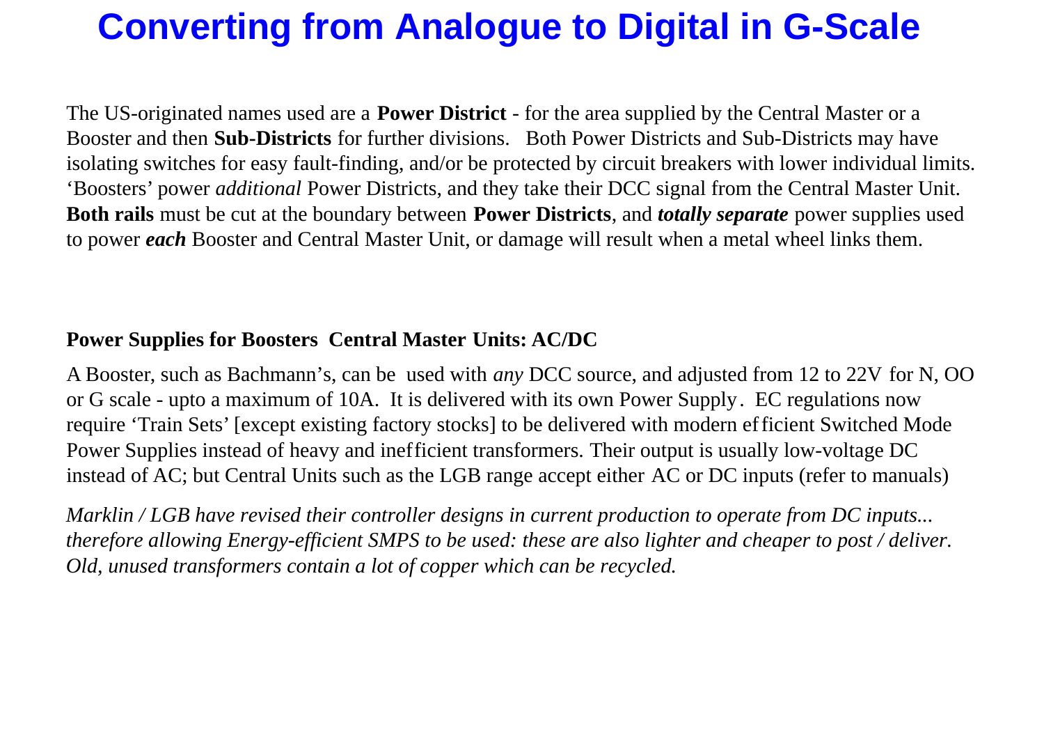# Converting from Analogue to Digital in G-Scale

The US-originated names used are a **Power District** - for the area supplied by the Central Master or a Booster and then **Sub-Districts** for further divisions. Both Power Districts and Sub-Districts may have isolating switches for easy fault-finding, and/or be protected by circuit breakers with lower individual limits. 'Boosters' power *additional* Power Districts, and they take their DCC signal from the Central Master Unit. **Both rails** must be cut at the boundary between **Power Districts**, and ***totally separate*** power supplies used to power ***each*** Booster and Central Master Unit, or damage will result when a metal wheel links them.

**Power Supplies for Boosters Central Master Units: AC/DC**

A Booster, such as Bachmann's, can be used with *any* DCC source, and adjusted from 12 to 22V for N, OO or G scale - upto a maximum of 10A. It is delivered with its own Power Supply. EC regulations now require 'Train Sets' [except existing factory stocks] to be delivered with modern efficient Switched Mode Power Supplies instead of heavy and inefficient transformers. Their output is usually low-voltage DC instead of AC; but Central Units such as the LGB range accept either AC or DC inputs (refer to manuals)

*Marklin / LGB have revised their controller designs in current production to operate from DC inputs... therefore allowing Energy-efficient SMPS to be used: these are also lighter and cheaper to post / deliver. Old, unused transformers contain a lot of copper which can be recycled.*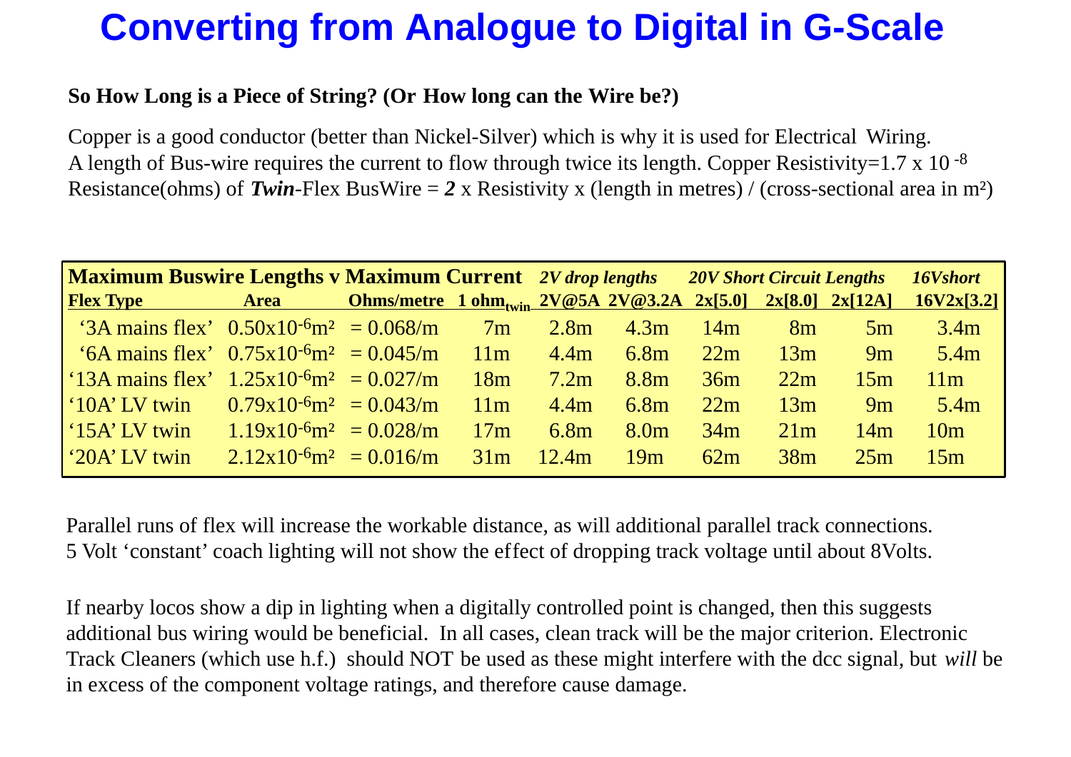# Converting from Analogue to Digital in G-Scale

**So How Long is a Piece of String? (Or How long can the Wire be?)**

Copper is a good conductor (better than Nickel-Silver) which is why it is used for Electrical Wiring.
A length of Bus-wire requires the current to flow through twice its length. Copper Resistivity=1.7 x 10 $^{-8}$
Resistance(ohms) of ***Twin***-Flex BusWire = ***2*** x Resistivity x (length in metres) / (cross-sectional area in m²)

| **Maximum Buswire Lengths v Maximum Current** | | | | ***2V drop lengths*** | | ***20V Short Circuit Lengths*** | | | ***16Vshort*** |
|---|---|---|---|---|---|---|---|---|---|
| **Flex Type** | **Area** | **Ohms/metre** | **1 ohm$_{twin}$** | **2V@5A** | **2V@3.2A** | **2x[5.0]** | **2x[8.0]** | **2x[12A]** | **16V2x[3.2]** |
| '3A mains flex' | $0.50 \times 10^{-6}$m² | = 0.068/m | 7m | 2.8m | 4.3m | 14m | 8m | 5m | 3.4m |
| '6A mains flex' | $0.75 \times 10^{-6}$m² | = 0.045/m | 11m | 4.4m | 6.8m | 22m | 13m | 9m | 5.4m |
| '13A mains flex' | $1.25 \times 10^{-6}$m² | = 0.027/m | 18m | 7.2m | 8.8m | 36m | 22m | 15m | 11m |
| '10A' LV twin | $0.79 \times 10^{-6}$m² | = 0.043/m | 11m | 4.4m | 6.8m | 22m | 13m | 9m | 5.4m |
| '15A' LV twin | $1.19 \times 10^{-6}$m² | = 0.028/m | 17m | 6.8m | 8.0m | 34m | 21m | 14m | 10m |
| '20A' LV twin | $2.12 \times 10^{-6}$m² | = 0.016/m | 31m | 12.4m | 19m | 62m | 38m | 25m | 15m |

Parallel runs of flex will increase the workable distance, as will additional parallel track connections.
5 Volt 'constant' coach lighting will not show the effect of dropping track voltage until about 8Volts.

If nearby locos show a dip in lighting when a digitally controlled point is changed, then this suggests additional bus wiring would be beneficial. In all cases, clean track will be the major criterion. Electronic Track Cleaners (which use h.f.) should NOT be used as these might interfere with the dcc signal, but *will* be in excess of the component voltage ratings, and therefore cause damage.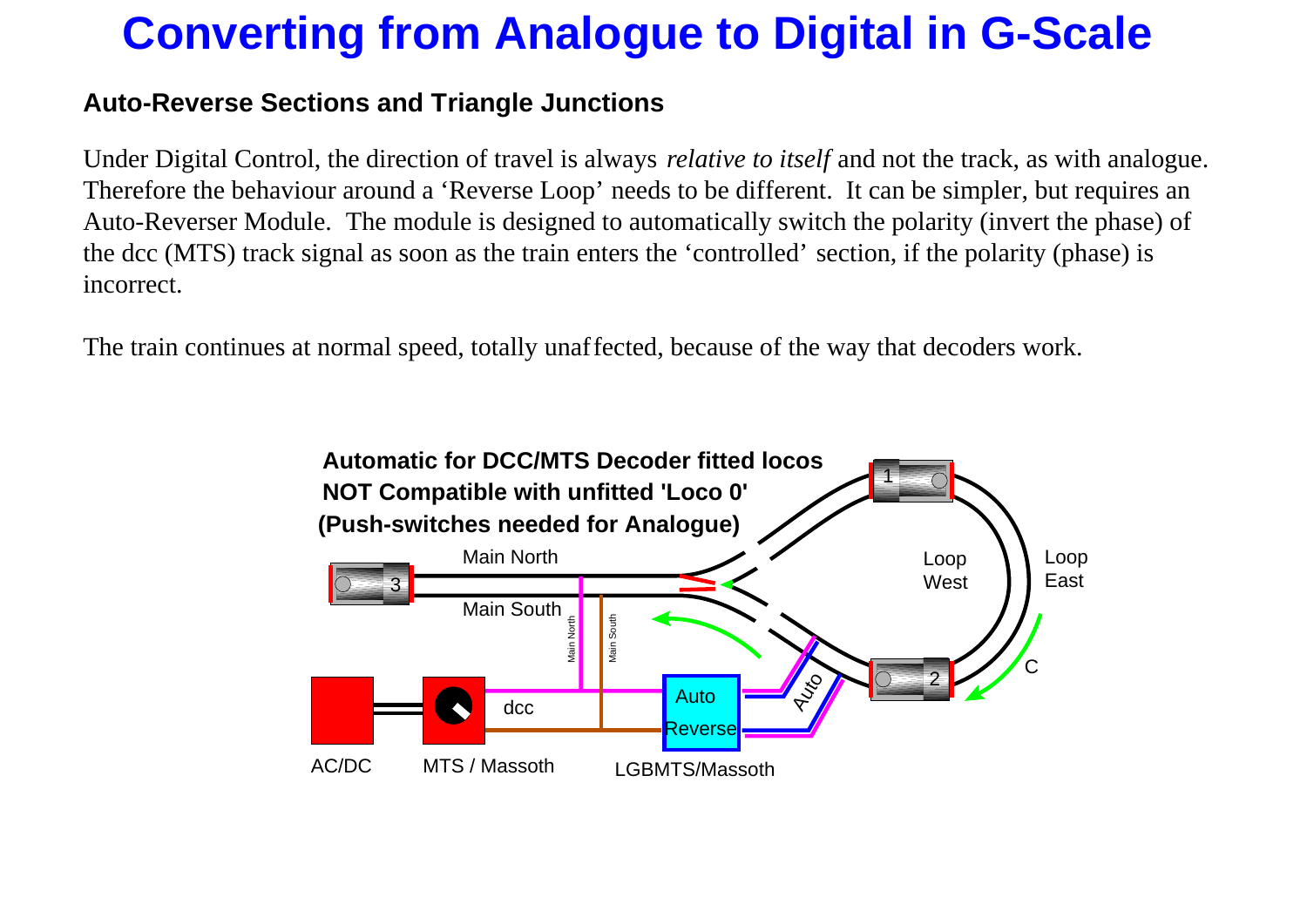# Converting from Analogue to Digital in G-Scale

### Auto-Reverse Sections and Triangle Junctions

Under Digital Control, the direction of travel is always *relative to itself* and not the track, as with analogue. Therefore the behaviour around a 'Reverse Loop' needs to be different. It can be simpler, but requires an Auto-Reverser Module. The module is designed to automatically switch the polarity (invert the phase) of the dcc (MTS) track signal as soon as the train enters the 'controlled' section, if the polarity (phase) is incorrect.

The train continues at normal speed, totally unaffected, because of the way that decoders work.

**Automatic for DCC/MTS Decoder fitted locos**
**NOT Compatible with unfitted 'Loco 0'**
**(Push-switches needed for Analogue)**

Main North
Main South
Loop West
Loop East
C
Auto
dcc
Auto Reverse
AC/DC
MTS / Massoth
LGBMTS/Massoth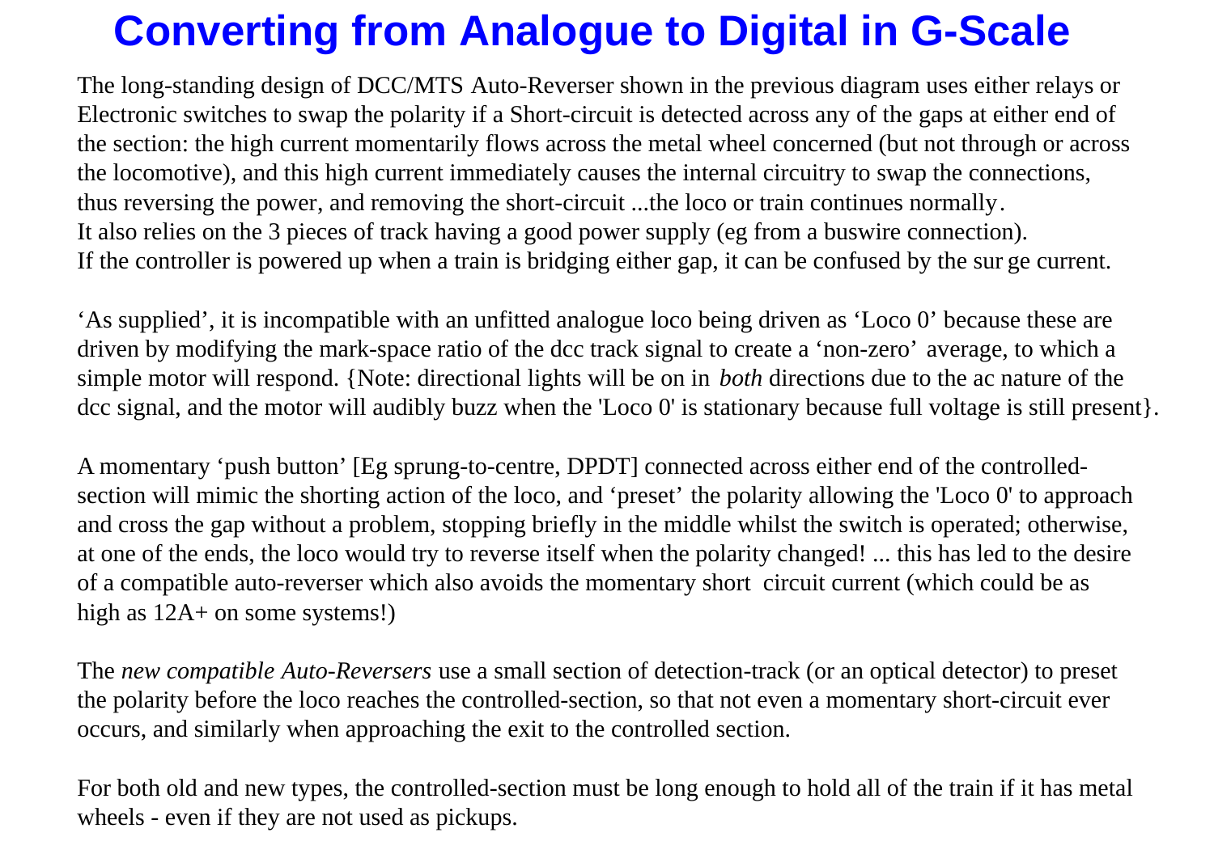# Converting from Analogue to Digital in G-Scale

The long-standing design of DCC/MTS Auto-Reverser shown in the previous diagram uses either relays or Electronic switches to swap the polarity if a Short-circuit is detected across any of the gaps at either end of the section: the high current momentarily flows across the metal wheel concerned (but not through or across the locomotive), and this high current immediately causes the internal circuitry to swap the connections, thus reversing the power, and removing the short-circuit ...the loco or train continues normally.
It also relies on the 3 pieces of track having a good power supply (eg from a buswire connection).
If the controller is powered up when a train is bridging either gap, it can be confused by the surge current.

'As supplied', it is incompatible with an unfitted analogue loco being driven as 'Loco 0' because these are driven by modifying the mark-space ratio of the dcc track signal to create a 'non-zero' average, to which a simple motor will respond. {Note: directional lights will be on in *both* directions due to the ac nature of the dcc signal, and the motor will audibly buzz when the 'Loco 0' is stationary because full voltage is still present}.

A momentary 'push button' [Eg sprung-to-centre, DPDT] connected across either end of the controlled-section will mimic the shorting action of the loco, and 'preset' the polarity allowing the 'Loco 0' to approach and cross the gap without a problem, stopping briefly in the middle whilst the switch is operated; otherwise, at one of the ends, the loco would try to reverse itself when the polarity changed! ... this has led to the desire of a compatible auto-reverser which also avoids the momentary short circuit current (which could be as high as 12A+ on some systems!)

The *new compatible Auto-Reversers* use a small section of detection-track (or an optical detector) to preset the polarity before the loco reaches the controlled-section, so that not even a momentary short-circuit ever occurs, and similarly when approaching the exit to the controlled section.

For both old and new types, the controlled-section must be long enough to hold all of the train if it has metal wheels - even if they are not used as pickups.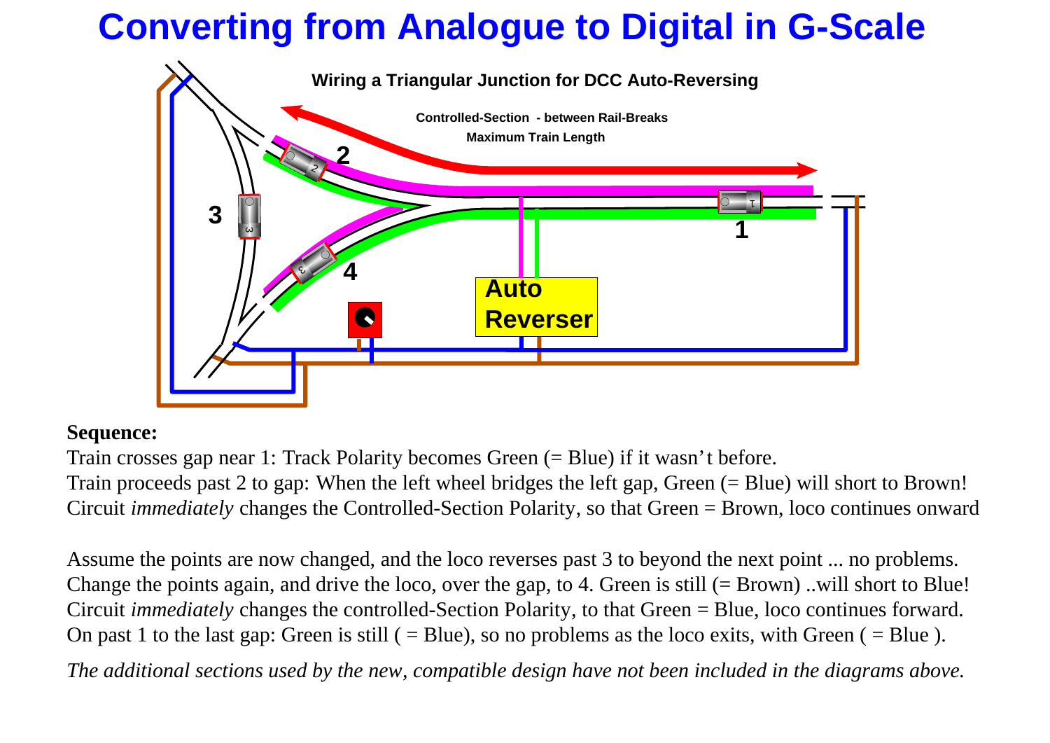# Converting from Analogue to Digital in G-Scale

**Wiring a Triangular Junction for DCC Auto-Reversing**

**Controlled-Section - between Rail-Breaks**

**Maximum Train Length**

**1**

**2**

**3**

**4**

**Auto Reverser**

**Sequence:**

Train crosses gap near 1: Track Polarity becomes Green (= Blue) if it wasn’t before.
Train proceeds past 2 to gap: When the left wheel bridges the left gap, Green (= Blue) will short to Brown!
Circuit *immediately* changes the Controlled-Section Polarity, so that Green = Brown, loco continues onward

Assume the points are now changed, and the loco reverses past 3 to beyond the next point ... no problems.
Change the points again, and drive the loco, over the gap, to 4. Green is still (= Brown) ..will short to Blue!
Circuit *immediately* changes the controlled-Section Polarity, to that Green = Blue, loco continues forward.
On past 1 to the last gap: Green is still ( = Blue), so no problems as the loco exits, with Green ( = Blue ).

*The additional sections used by the new, compatible design have not been included in the diagrams above.*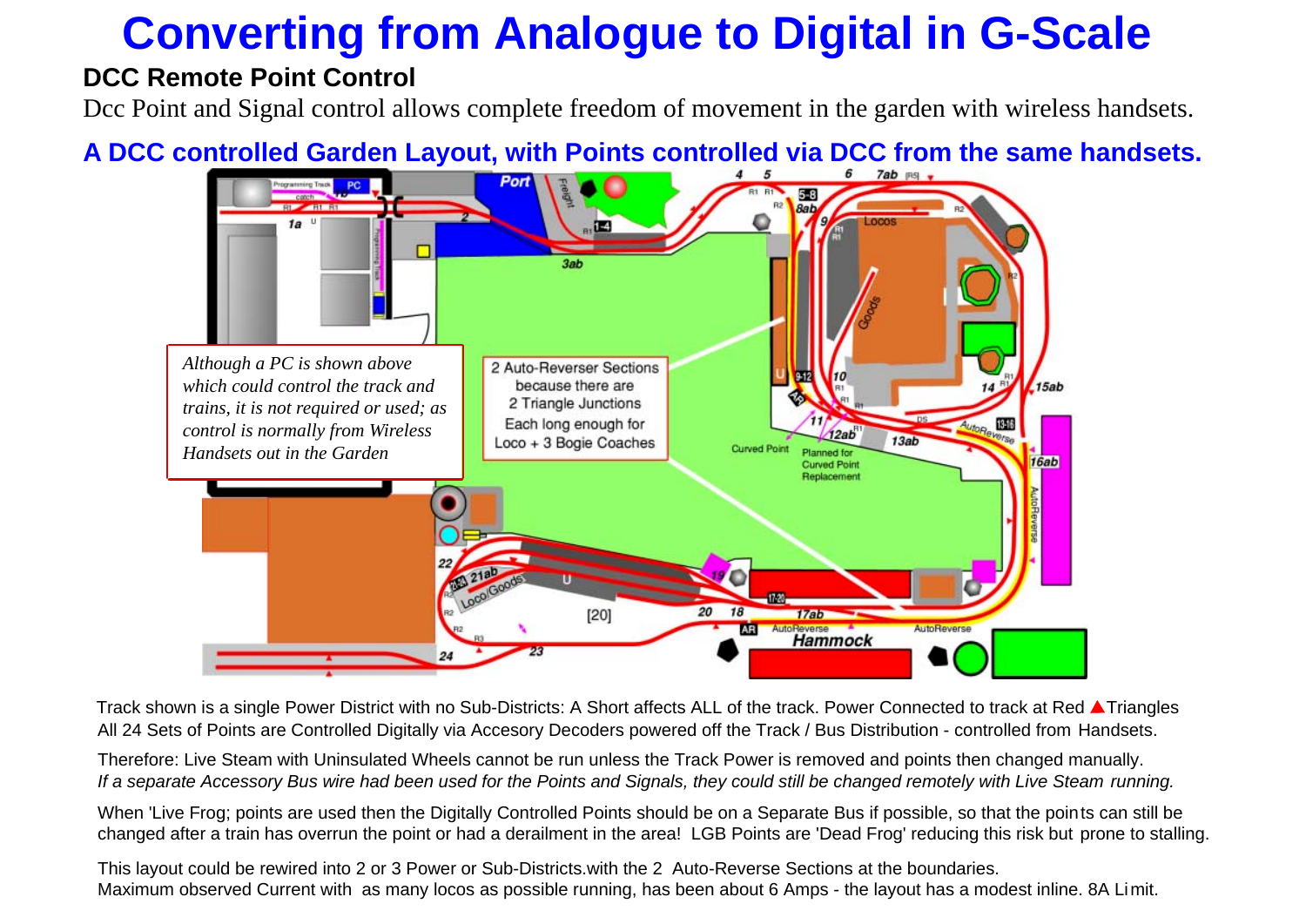# Converting from Analogue to Digital in G-Scale

## DCC Remote Point Control

Dcc Point and Signal control allows complete freedom of movement in the garden with wireless handsets.

**A DCC controlled Garden Layout, with Points controlled via DCC from the same handsets.**

*Although a PC is shown above which could control the track and trains, it is not required or used; as control is normally from Wireless Handsets out in the Garden*

2 Auto-Reverser Sections because there are 2 Triangle Junctions Each long enough for Loco + 3 Bogie Coaches

Track shown is a single Power District with no Sub-Districts: A Short affects ALL of the track. Power Connected to track at Red ▲Triangles

All 24 Sets of Points are Controlled Digitally via Accesory Decoders powered off the Track / Bus Distribution - controlled from Handsets.

Therefore: Live Steam with Uninsulated Wheels cannot be run unless the Track Power is removed and points then changed manually.

*If a separate Accessory Bus wire had been used for the Points and Signals, they could still be changed remotely with Live Steam running.*

When 'Live Frog; points are used then the Digitally Controlled Points should be on a Separate Bus if possible, so that the points can still be changed after a train has overrun the point or had a derailment in the area! LGB Points are 'Dead Frog' reducing this risk but prone to stalling.

This layout could be rewired into 2 or 3 Power or Sub-Districts.with the 2 Auto-Reverse Sections at the boundaries.

Maximum observed Current with as many locos as possible running, has been about 6 Amps - the layout has a modest inline. 8A Limit.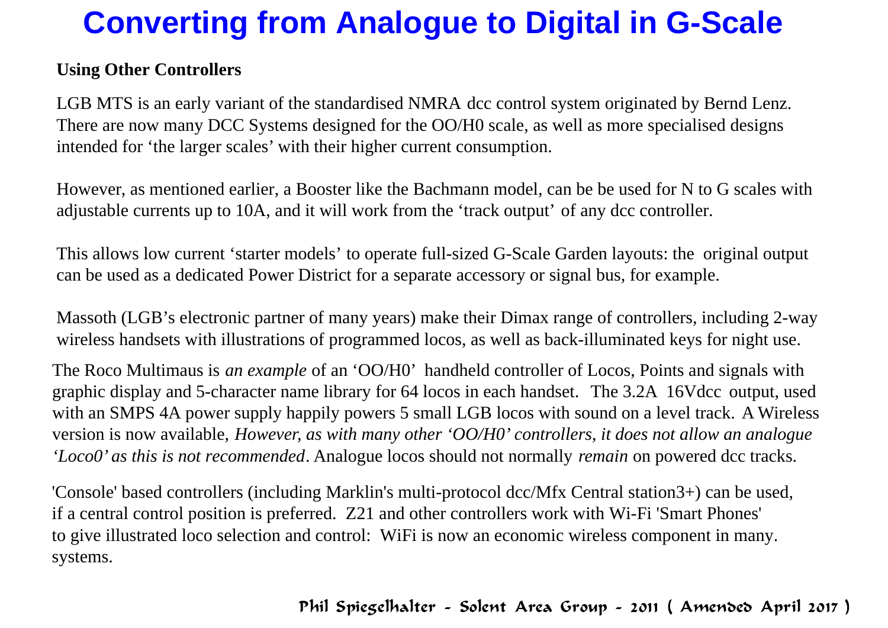# Converting from Analogue to Digital in G-Scale

**Using Other Controllers**

LGB MTS is an early variant of the standardised NMRA dcc control system originated by Bernd Lenz. There are now many DCC Systems designed for the OO/H0 scale, as well as more specialised designs intended for ‘the larger scales’ with their higher current consumption.

However, as mentioned earlier, a Booster like the Bachmann model, can be be used for N to G scales with adjustable currents up to 10A, and it will work from the ‘track output’ of any dcc controller.

This allows low current ‘starter models’ to operate full-sized G-Scale Garden layouts: the original output can be used as a dedicated Power District for a separate accessory or signal bus, for example.

Massoth (LGB’s electronic partner of many years) make their Dimax range of controllers, including 2-way wireless handsets with illustrations of programmed locos, as well as back-illuminated keys for night use.

The Roco Multimaus is *an example* of an ‘OO/H0’ handheld controller of Locos, Points and signals with graphic display and 5-character name library for 64 locos in each handset. The 3.2A 16Vdcc output, used with an SMPS 4A power supply happily powers 5 small LGB locos with sound on a level track. A Wireless version is now available, *However, as with many other ‘OO/H0’ controllers, it does not allow an analogue ‘Loco0’ as this is not recommended*. Analogue locos should not normally *remain* on powered dcc tracks.

'Console' based controllers (including Marklin's multi-protocol dcc/Mfx Central station3+) can be used, if a central control position is preferred. Z21 and other controllers work with Wi-Fi 'Smart Phones' to give illustrated loco selection and control: WiFi is now an economic wireless component in many. systems.

Phil Spiegelhalter - Solent Area Group - 2011 ( Amended April 2017 )